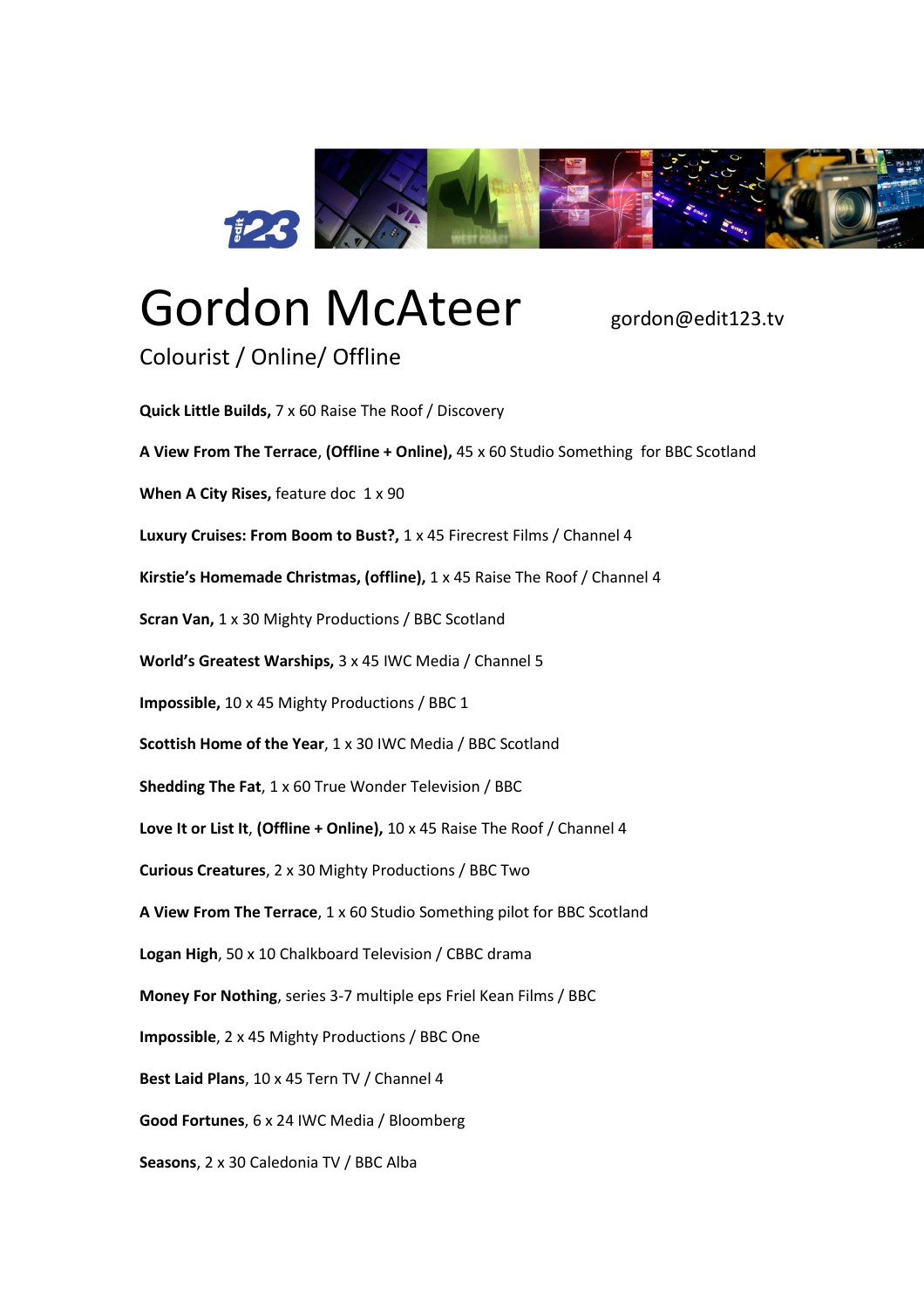# Gordon McAteer

gordon@edit123.tv

## Colourist / Online/ Offline

**Quick Little Builds,** 7 x 60 Raise The Roof / Discovery

**A View From The Terrace**, **(Offline + Online),** 45 x 60 Studio Something for BBC Scotland

**When A City Rises,** feature doc 1 x 90

**Luxury Cruises: From Boom to Bust?,** 1 x 45 Firecrest Films / Channel 4

**Kirstie's Homemade Christmas, (offline),** 1 x 45 Raise The Roof / Channel 4

**Scran Van,** 1 x 30 Mighty Productions / BBC Scotland

**World's Greatest Warships,** 3 x 45 IWC Media / Channel 5

**Impossible,** 10 x 45 Mighty Productions / BBC 1

**Scottish Home of the Year**, 1 x 30 IWC Media / BBC Scotland

**Shedding The Fat**, 1 x 60 True Wonder Television / BBC

**Love It or List It**, **(Offline + Online),** 10 x 45 Raise The Roof / Channel 4

**Curious Creatures**, 2 x 30 Mighty Productions / BBC Two

**A View From The Terrace**, 1 x 60 Studio Something pilot for BBC Scotland

**Logan High**, 50 x 10 Chalkboard Television / CBBC drama

**Money For Nothing**, series 3-7 multiple eps Friel Kean Films / BBC

**Impossible**, 2 x 45 Mighty Productions / BBC One

**Best Laid Plans**, 10 x 45 Tern TV / Channel 4

**Good Fortunes**, 6 x 24 IWC Media / Bloomberg

**Seasons**, 2 x 30 Caledonia TV / BBC Alba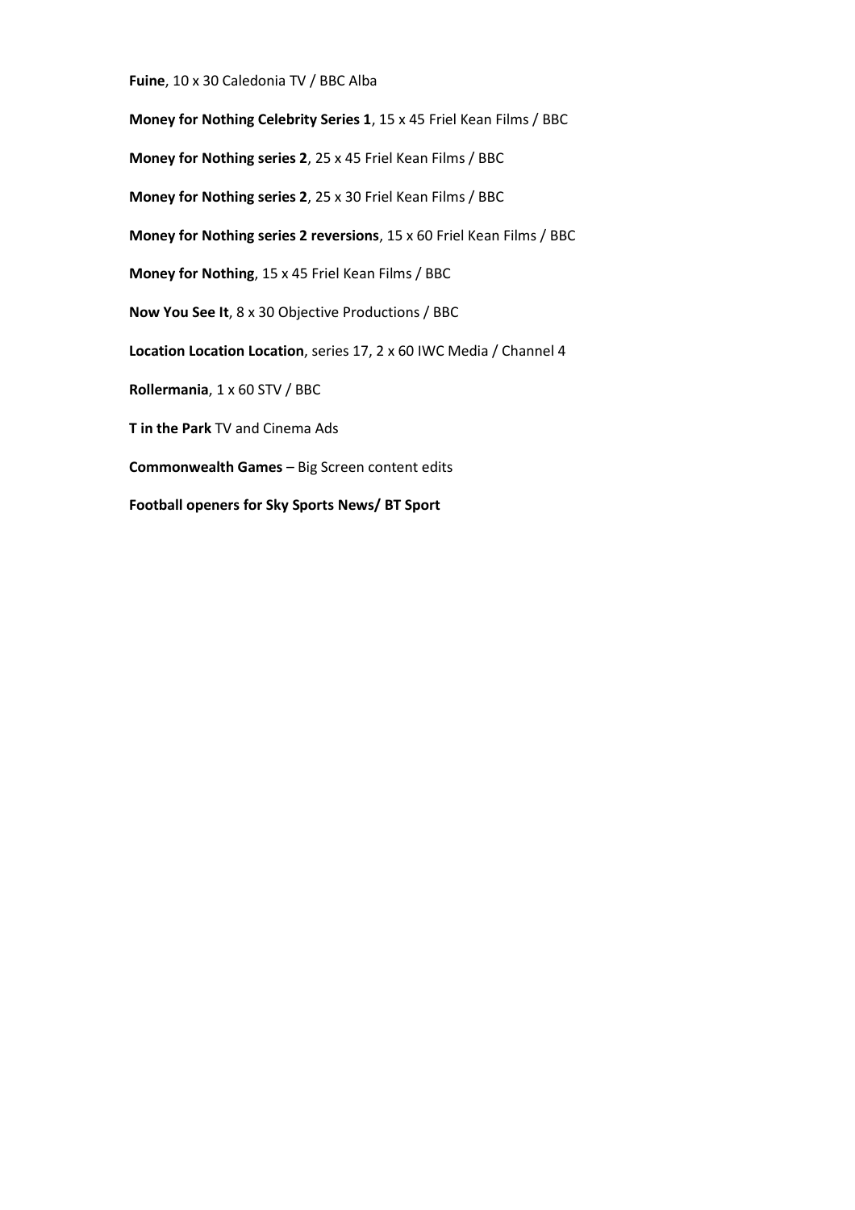**Fuine**, 10 x 30 Caledonia TV / BBC Alba

**Money for Nothing Celebrity Series 1**, 15 x 45 Friel Kean Films / BBC

**Money for Nothing series 2**, 25 x 45 Friel Kean Films / BBC

**Money for Nothing series 2**, 25 x 30 Friel Kean Films / BBC

**Money for Nothing series 2 reversions**, 15 x 60 Friel Kean Films / BBC

**Money for Nothing**, 15 x 45 Friel Kean Films / BBC

**Now You See It**, 8 x 30 Objective Productions / BBC

**Location Location Location**, series 17, 2 x 60 IWC Media / Channel 4

**Rollermania**, 1 x 60 STV / BBC

**T in the Park** TV and Cinema Ads

**Commonwealth Games** – Big Screen content edits

**Football openers for Sky Sports News/ BT Sport**